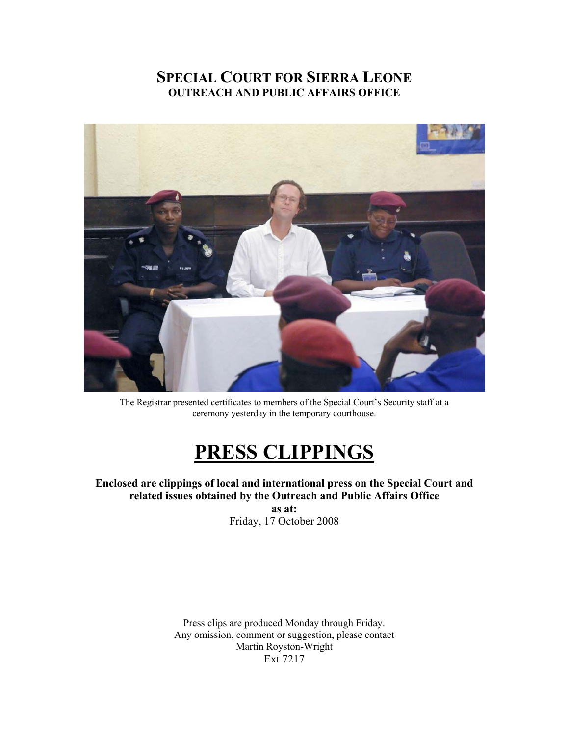# SPECIAL COURT FOR SIERRA LEONE
## OUTREACH AND PUBLIC AFFAIRS OFFICE

The Registrar presented certificates to members of the Special Court's Security staff at a ceremony yesterday in the temporary courthouse.

# PRESS CLIPPINGS

**Enclosed are clippings of local and international press on the Special Court and related issues obtained by the Outreach and Public Affairs Office**
**as at:**
Friday, 17 October 2008

Press clips are produced Monday through Friday.
Any omission, comment or suggestion, please contact
Martin Royston-Wright
Ext 7217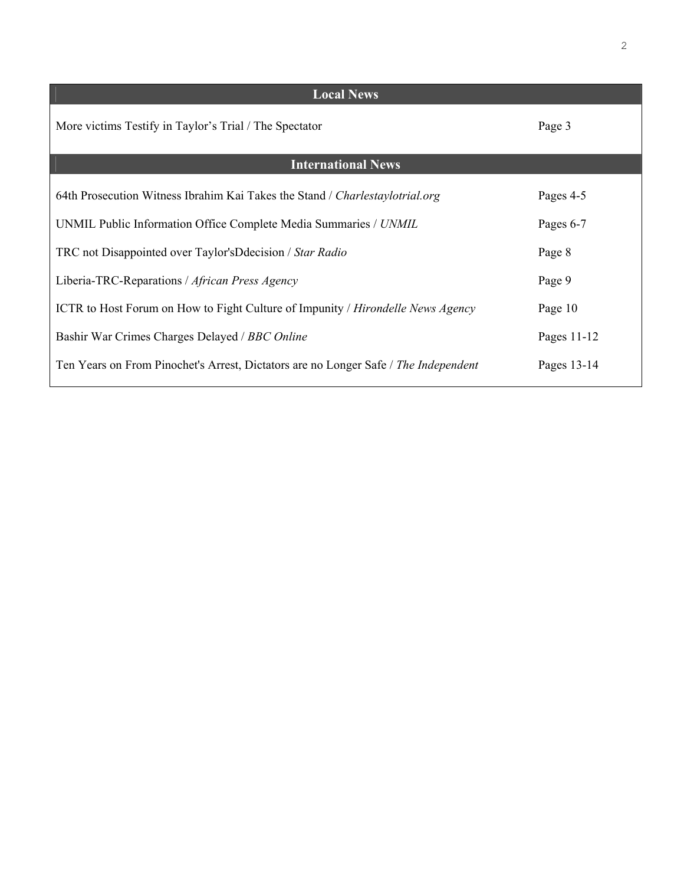| Local News | |
|---|---|
| More victims Testify in Taylor's Trial / The Spectator | Page 3 |

| International News | |
|---|---|
| 64th Prosecution Witness Ibrahim Kai Takes the Stand / *Charlestaylotrial.org* | Pages 4-5 |
| UNMIL Public Information Office Complete Media Summaries / *UNMIL* | Pages 6-7 |
| TRC not Disappointed over Taylor'sDdecision / *Star Radio* | Page 8 |
| Liberia-TRC-Reparations / *African Press Agency* | Page 9 |
| ICTR to Host Forum on How to Fight Culture of Impunity / *Hirondelle News Agency* | Page 10 |
| Bashir War Crimes Charges Delayed / *BBC Online* | Pages 11-12 |
| Ten Years on From Pinochet's Arrest, Dictators are no Longer Safe / *The Independent* | Pages 13-14 |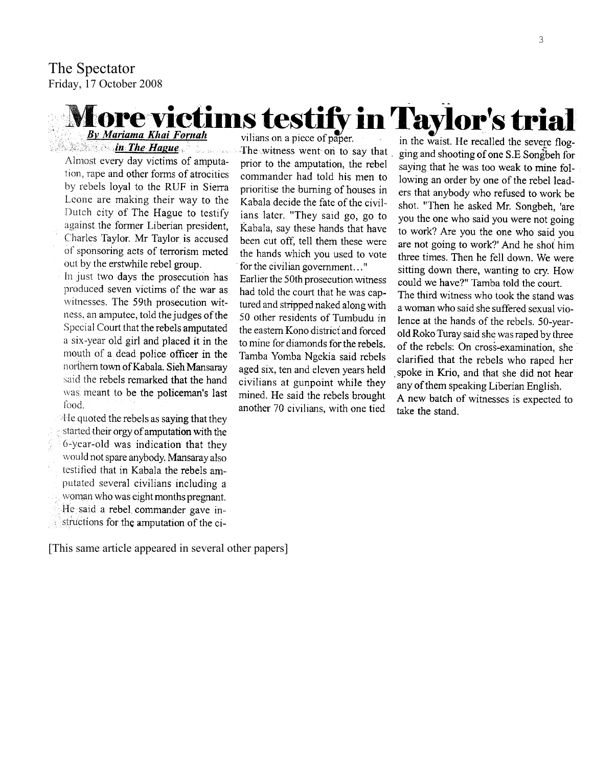The Spectator
Friday, 17 October 2008

# More victims testify in Taylor's trial

***By Mariama Khai Fornah in The Hague***

Almost every day victims of amputation, rape and other forms of atrocities by rebels loyal to the RUF in Sierra Leone are making their way to the Dutch city of The Hague to testify against the former Liberian president, Charles Taylor. Mr Taylor is accused of sponsoring acts of terrorism meted out by the erstwhile rebel group.

In just two days the prosecution has produced seven victims of the war as witnesses. The 59th prosecution witness, an amputee, told the judges of the Special Court that the rebels amputated a six-year old girl and placed it in the mouth of a dead police officer in the northern town of Kabala. Sieh Mansaray said the rebels remarked that the hand was meant to be the policeman's last food.

He quoted the rebels as saying that they started their orgy of amputation with the 6-year-old was indication that they would not spare anybody. Mansaray also testified that in Kabala the rebels amputated several civilians including a woman who was eight months pregnant. He said a rebel commander gave instructions for the amputation of the civilians on a piece of paper.

The witness went on to say that prior to the amputation, the rebel commander had told his men to prioritise the burning of houses in Kabala decide the fate of the civilians later. "They said go, go to Kabala, say these hands that have been cut off, tell them these were the hands which you used to vote for the civilian government..."

Earlier the 50th prosecution witness had told the court that he was captured and stripped naked along with 50 other residents of Tumbudu in the eastern Kono district and forced to mine for diamonds for the rebels. Tamba Yomba Ngekia said rebels aged six, ten and eleven years held civilians at gunpoint while they mined. He said the rebels brought another 70 civilians, with one tied in the waist. He recalled the severe flogging and shooting of one S.E Songbeh for saying that he was too weak to mine following an order by one of the rebel leaders that anybody who refused to work be shot. "Then he asked Mr. Songbeh, 'are you the one who said you were not going to work? Are you the one who said you are not going to work?' And he shot him three times. Then he fell down. We were sitting down there, wanting to cry. How could we have?" Tamba told the court.

The third witness who took the stand was a woman who said she suffered sexual violence at the hands of the rebels. 50-year-old Roko Turay said she was raped by three of the rebels. On cross-examination, she clarified that the rebels who raped her spoke in Krio, and that she did not hear any of them speaking Liberian English.

A new batch of witnesses is expected to take the stand.

[This same article appeared in several other papers]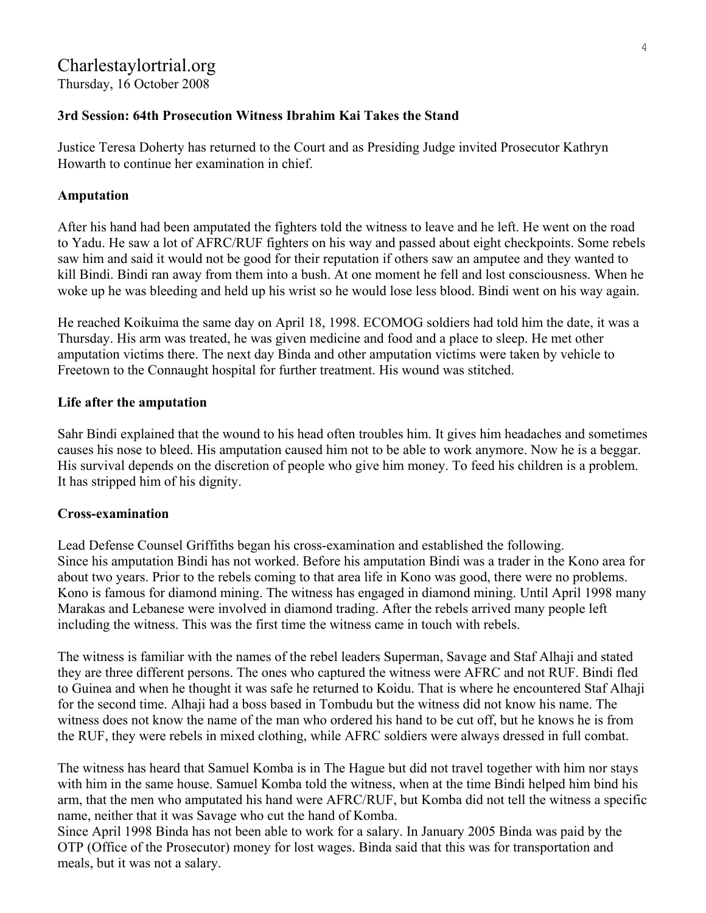# Charlestaylortrial.org

Thursday, 16 October 2008

**3rd Session: 64th Prosecution Witness Ibrahim Kai Takes the Stand**

Justice Teresa Doherty has returned to the Court and as Presiding Judge invited Prosecutor Kathryn Howarth to continue her examination in chief.

**Amputation**

After his hand had been amputated the fighters told the witness to leave and he left. He went on the road to Yadu. He saw a lot of AFRC/RUF fighters on his way and passed about eight checkpoints. Some rebels saw him and said it would not be good for their reputation if others saw an amputee and they wanted to kill Bindi. Bindi ran away from them into a bush. At one moment he fell and lost consciousness. When he woke up he was bleeding and held up his wrist so he would lose less blood. Bindi went on his way again.

He reached Koikuima the same day on April 18, 1998. ECOMOG soldiers had told him the date, it was a Thursday. His arm was treated, he was given medicine and food and a place to sleep. He met other amputation victims there. The next day Binda and other amputation victims were taken by vehicle to Freetown to the Connaught hospital for further treatment. His wound was stitched.

**Life after the amputation**

Sahr Bindi explained that the wound to his head often troubles him. It gives him headaches and sometimes causes his nose to bleed. His amputation caused him not to be able to work anymore. Now he is a beggar. His survival depends on the discretion of people who give him money. To feed his children is a problem. It has stripped him of his dignity.

**Cross-examination**

Lead Defense Counsel Griffiths began his cross-examination and established the following.
Since his amputation Bindi has not worked. Before his amputation Bindi was a trader in the Kono area for about two years. Prior to the rebels coming to that area life in Kono was good, there were no problems. Kono is famous for diamond mining. The witness has engaged in diamond mining. Until April 1998 many Marakas and Lebanese were involved in diamond trading. After the rebels arrived many people left including the witness. This was the first time the witness came in touch with rebels.

The witness is familiar with the names of the rebel leaders Superman, Savage and Staf Alhaji and stated they are three different persons. The ones who captured the witness were AFRC and not RUF. Bindi fled to Guinea and when he thought it was safe he returned to Koidu. That is where he encountered Staf Alhaji for the second time. Alhaji had a boss based in Tombudu but the witness did not know his name. The witness does not know the name of the man who ordered his hand to be cut off, but he knows he is from the RUF, they were rebels in mixed clothing, while AFRC soldiers were always dressed in full combat.

The witness has heard that Samuel Komba is in The Hague but did not travel together with him nor stays with him in the same house. Samuel Komba told the witness, when at the time Bindi helped him bind his arm, that the men who amputated his hand were AFRC/RUF, but Komba did not tell the witness a specific name, neither that it was Savage who cut the hand of Komba.
Since April 1998 Binda has not been able to work for a salary. In January 2005 Binda was paid by the OTP (Office of the Prosecutor) money for lost wages. Binda said that this was for transportation and meals, but it was not a salary.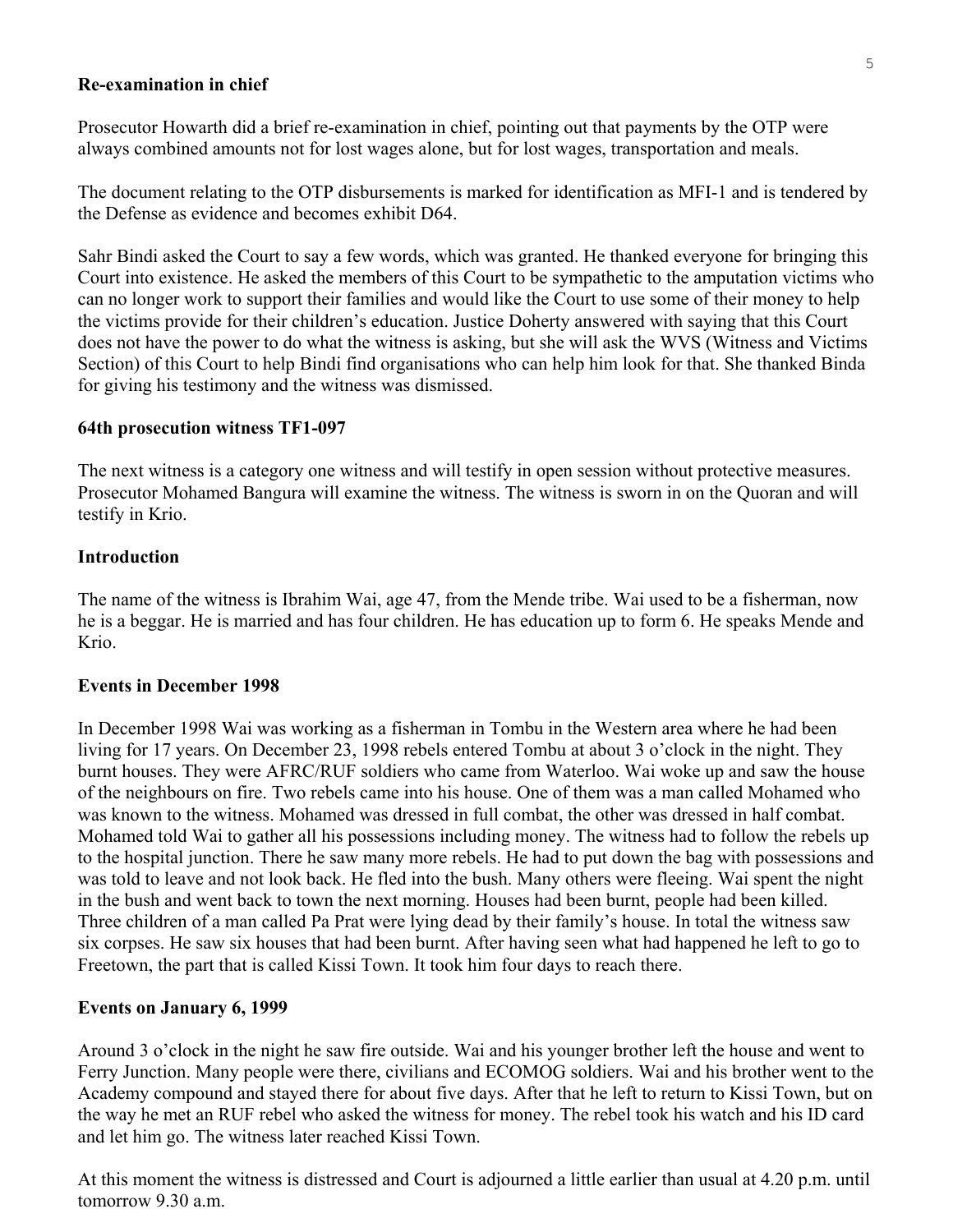**Re-examination in chief**

Prosecutor Howarth did a brief re-examination in chief, pointing out that payments by the OTP were always combined amounts not for lost wages alone, but for lost wages, transportation and meals.

The document relating to the OTP disbursements is marked for identification as MFI-1 and is tendered by the Defense as evidence and becomes exhibit D64.

Sahr Bindi asked the Court to say a few words, which was granted. He thanked everyone for bringing this Court into existence. He asked the members of this Court to be sympathetic to the amputation victims who can no longer work to support their families and would like the Court to use some of their money to help the victims provide for their children's education. Justice Doherty answered with saying that this Court does not have the power to do what the witness is asking, but she will ask the WVS (Witness and Victims Section) of this Court to help Bindi find organisations who can help him look for that. She thanked Binda for giving his testimony and the witness was dismissed.

**64th prosecution witness TF1-097**

The next witness is a category one witness and will testify in open session without protective measures. Prosecutor Mohamed Bangura will examine the witness. The witness is sworn in on the Quoran and will testify in Krio.

**Introduction**

The name of the witness is Ibrahim Wai, age 47, from the Mende tribe. Wai used to be a fisherman, now he is a beggar. He is married and has four children. He has education up to form 6. He speaks Mende and Krio.

**Events in December 1998**

In December 1998 Wai was working as a fisherman in Tombu in the Western area where he had been living for 17 years. On December 23, 1998 rebels entered Tombu at about 3 o'clock in the night. They burnt houses. They were AFRC/RUF soldiers who came from Waterloo. Wai woke up and saw the house of the neighbours on fire. Two rebels came into his house. One of them was a man called Mohamed who was known to the witness. Mohamed was dressed in full combat, the other was dressed in half combat. Mohamed told Wai to gather all his possessions including money. The witness had to follow the rebels up to the hospital junction. There he saw many more rebels. He had to put down the bag with possessions and was told to leave and not look back. He fled into the bush. Many others were fleeing. Wai spent the night in the bush and went back to town the next morning. Houses had been burnt, people had been killed. Three children of a man called Pa Prat were lying dead by their family's house. In total the witness saw six corpses. He saw six houses that had been burnt. After having seen what had happened he left to go to Freetown, the part that is called Kissi Town. It took him four days to reach there.

**Events on January 6, 1999**

Around 3 o'clock in the night he saw fire outside. Wai and his younger brother left the house and went to Ferry Junction. Many people were there, civilians and ECOMOG soldiers. Wai and his brother went to the Academy compound and stayed there for about five days. After that he left to return to Kissi Town, but on the way he met an RUF rebel who asked the witness for money. The rebel took his watch and his ID card and let him go. The witness later reached Kissi Town.

At this moment the witness is distressed and Court is adjourned a little earlier than usual at 4.20 p.m. until tomorrow 9.30 a.m.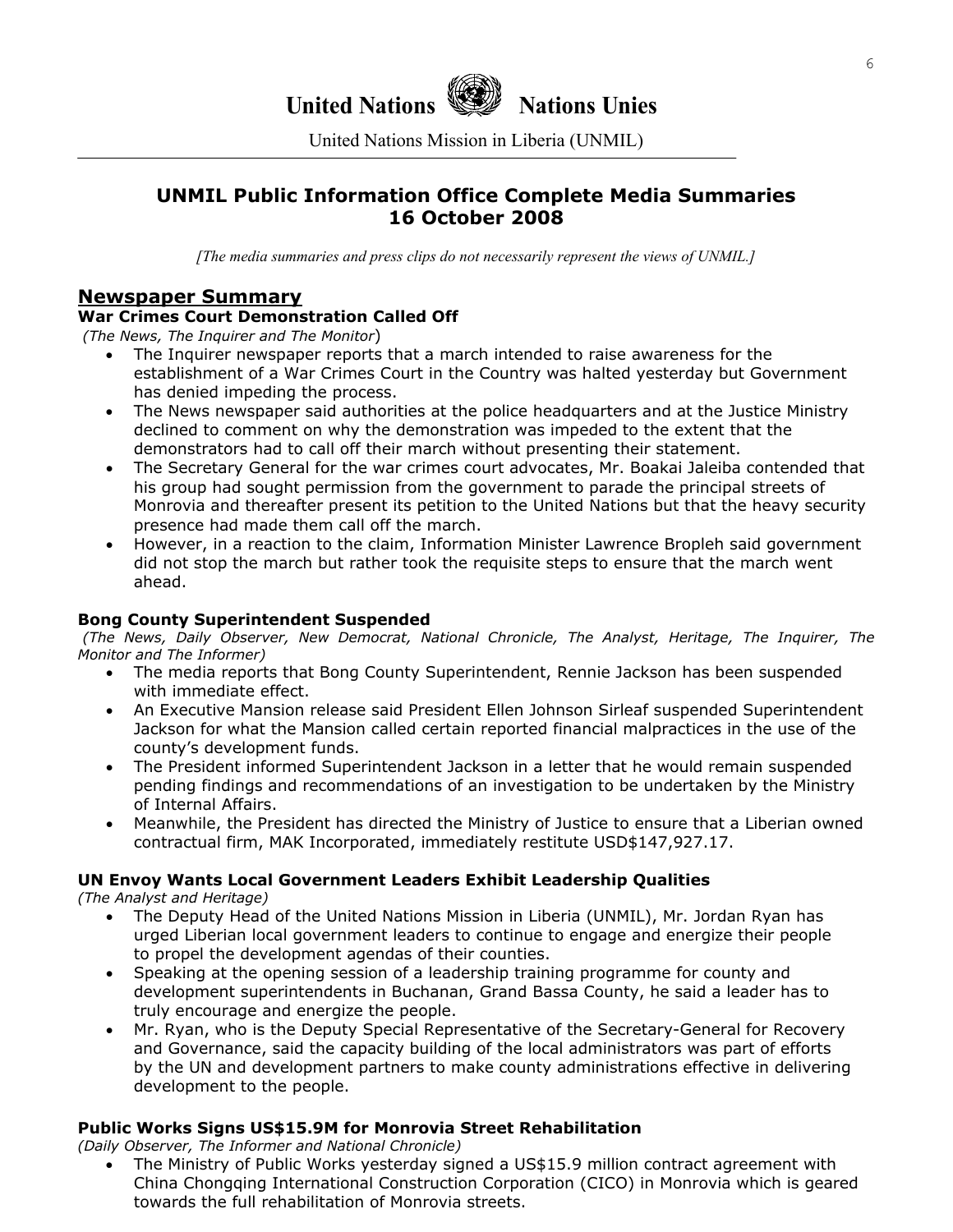# United Nations  Nations Unies

United Nations Mission in Liberia (UNMIL)

## UNMIL Public Information Office Complete Media Summaries
## 16 October 2008

*[The media summaries and press clips do not necessarily represent the views of UNMIL.]*

## Newspaper Summary

### War Crimes Court Demonstration Called Off

*(The News, The Inquirer and The Monitor*)

- The Inquirer newspaper reports that a march intended to raise awareness for the establishment of a War Crimes Court in the Country was halted yesterday but Government has denied impeding the process.
- The News newspaper said authorities at the police headquarters and at the Justice Ministry declined to comment on why the demonstration was impeded to the extent that the demonstrators had to call off their march without presenting their statement.
- The Secretary General for the war crimes court advocates, Mr. Boakai Jaleiba contended that his group had sought permission from the government to parade the principal streets of Monrovia and thereafter present its petition to the United Nations but that the heavy security presence had made them call off the march.
- However, in a reaction to the claim, Information Minister Lawrence Bropleh said government did not stop the march but rather took the requisite steps to ensure that the march went ahead.

### Bong County Superintendent Suspended

*(The News, Daily Observer, New Democrat, National Chronicle, The Analyst, Heritage, The Inquirer, The Monitor and The Informer)*

- The media reports that Bong County Superintendent, Rennie Jackson has been suspended with immediate effect.
- An Executive Mansion release said President Ellen Johnson Sirleaf suspended Superintendent Jackson for what the Mansion called certain reported financial malpractices in the use of the county's development funds.
- The President informed Superintendent Jackson in a letter that he would remain suspended pending findings and recommendations of an investigation to be undertaken by the Ministry of Internal Affairs.
- Meanwhile, the President has directed the Ministry of Justice to ensure that a Liberian owned contractual firm, MAK Incorporated, immediately restitute USD$147,927.17.

### UN Envoy Wants Local Government Leaders Exhibit Leadership Qualities

*(The Analyst and Heritage)*

- The Deputy Head of the United Nations Mission in Liberia (UNMIL), Mr. Jordan Ryan has urged Liberian local government leaders to continue to engage and energize their people to propel the development agendas of their counties.
- Speaking at the opening session of a leadership training programme for county and development superintendents in Buchanan, Grand Bassa County, he said a leader has to truly encourage and energize the people.
- Mr. Ryan, who is the Deputy Special Representative of the Secretary-General for Recovery and Governance, said the capacity building of the local administrators was part of efforts by the UN and development partners to make county administrations effective in delivering development to the people.

### Public Works Signs US$15.9M for Monrovia Street Rehabilitation

*(Daily Observer, The Informer and National Chronicle)*

- The Ministry of Public Works yesterday signed a US$15.9 million contract agreement with China Chongqing International Construction Corporation (CICO) in Monrovia which is geared towards the full rehabilitation of Monrovia streets.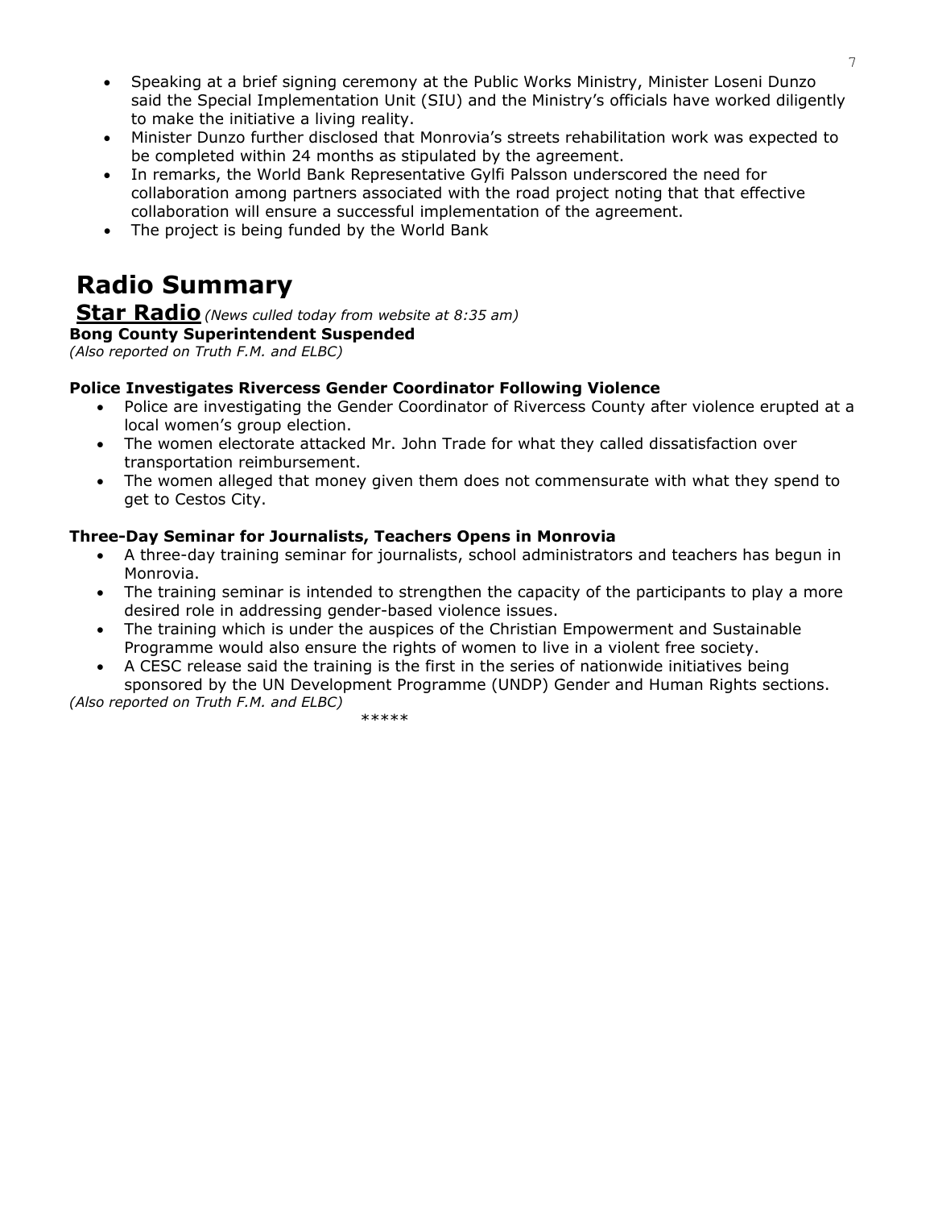- Speaking at a brief signing ceremony at the Public Works Ministry, Minister Loseni Dunzo said the Special Implementation Unit (SIU) and the Ministry's officials have worked diligently to make the initiative a living reality.
- Minister Dunzo further disclosed that Monrovia's streets rehabilitation work was expected to be completed within 24 months as stipulated by the agreement.
- In remarks, the World Bank Representative Gylfi Palsson underscored the need for collaboration among partners associated with the road project noting that that effective collaboration will ensure a successful implementation of the agreement.
- The project is being funded by the World Bank

# Radio Summary

## Star Radio *(News culled today from website at 8:35 am)*

**Bong County Superintendent Suspended**
*(Also reported on Truth F.M. and ELBC)*

**Police Investigates Rivercess Gender Coordinator Following Violence**

- Police are investigating the Gender Coordinator of Rivercess County after violence erupted at a local women's group election.
- The women electorate attacked Mr. John Trade for what they called dissatisfaction over transportation reimbursement.
- The women alleged that money given them does not commensurate with what they spend to get to Cestos City.

**Three-Day Seminar for Journalists, Teachers Opens in Monrovia**

- A three-day training seminar for journalists, school administrators and teachers has begun in Monrovia.
- The training seminar is intended to strengthen the capacity of the participants to play a more desired role in addressing gender-based violence issues.
- The training which is under the auspices of the Christian Empowerment and Sustainable Programme would also ensure the rights of women to live in a violent free society.
- A CESC release said the training is the first in the series of nationwide initiatives being sponsored by the UN Development Programme (UNDP) Gender and Human Rights sections.

*(Also reported on Truth F.M. and ELBC)*

*****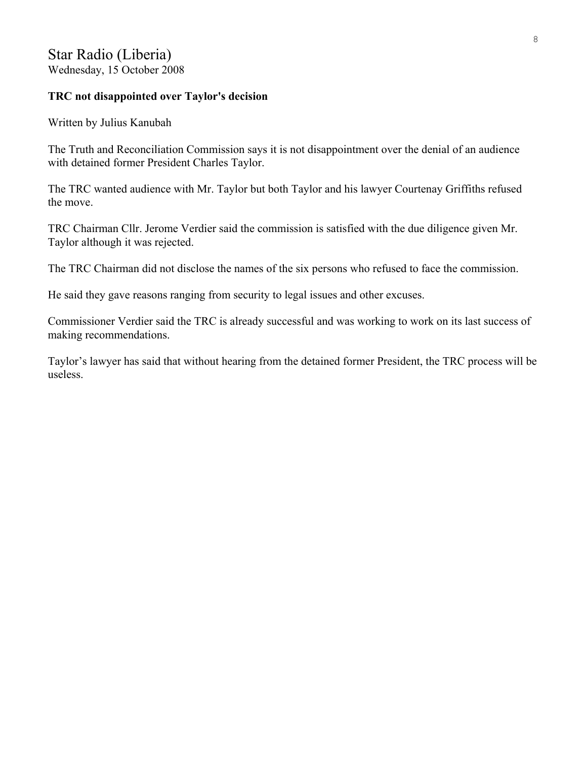## Star Radio (Liberia)
Wednesday, 15 October 2008

**TRC not disappointed over Taylor's decision**

Written by Julius Kanubah

The Truth and Reconciliation Commission says it is not disappointment over the denial of an audience with detained former President Charles Taylor.

The TRC wanted audience with Mr. Taylor but both Taylor and his lawyer Courtenay Griffiths refused the move.

TRC Chairman Cllr. Jerome Verdier said the commission is satisfied with the due diligence given Mr. Taylor although it was rejected.

The TRC Chairman did not disclose the names of the six persons who refused to face the commission.

He said they gave reasons ranging from security to legal issues and other excuses.

Commissioner Verdier said the TRC is already successful and was working to work on its last success of making recommendations.

Taylor's lawyer has said that without hearing from the detained former President, the TRC process will be useless.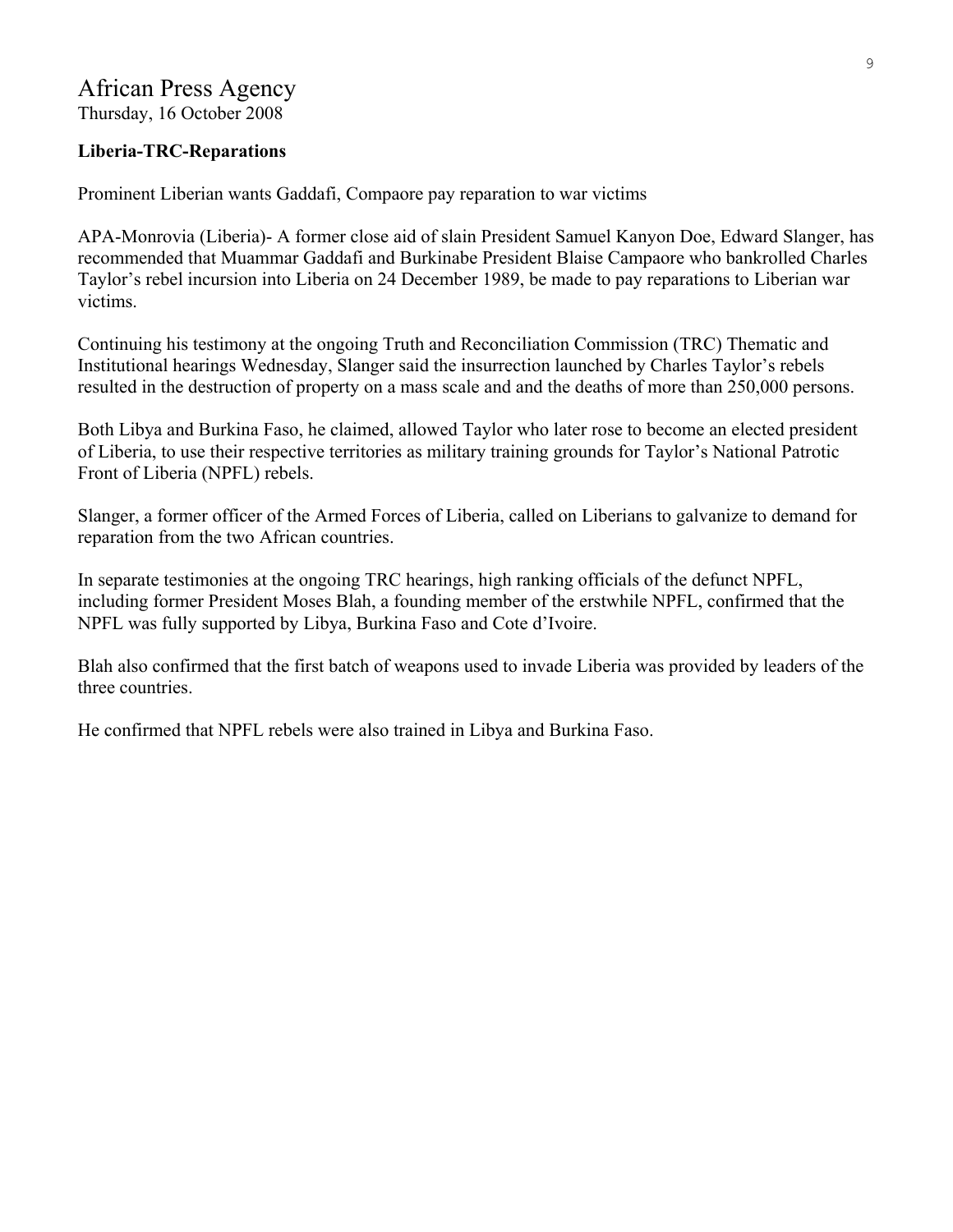# African Press Agency

Thursday, 16 October 2008

**Liberia-TRC-Reparations**

Prominent Liberian wants Gaddafi, Compaore pay reparation to war victims

APA-Monrovia (Liberia)- A former close aid of slain President Samuel Kanyon Doe, Edward Slanger, has recommended that Muammar Gaddafi and Burkinabe President Blaise Campaore who bankrolled Charles Taylor's rebel incursion into Liberia on 24 December 1989, be made to pay reparations to Liberian war victims.

Continuing his testimony at the ongoing Truth and Reconciliation Commission (TRC) Thematic and Institutional hearings Wednesday, Slanger said the insurrection launched by Charles Taylor's rebels resulted in the destruction of property on a mass scale and and the deaths of more than 250,000 persons.

Both Libya and Burkina Faso, he claimed, allowed Taylor who later rose to become an elected president of Liberia, to use their respective territories as military training grounds for Taylor's National Patrotic Front of Liberia (NPFL) rebels.

Slanger, a former officer of the Armed Forces of Liberia, called on Liberians to galvanize to demand for reparation from the two African countries.

In separate testimonies at the ongoing TRC hearings, high ranking officials of the defunct NPFL, including former President Moses Blah, a founding member of the erstwhile NPFL, confirmed that the NPFL was fully supported by Libya, Burkina Faso and Cote d'Ivoire.

Blah also confirmed that the first batch of weapons used to invade Liberia was provided by leaders of the three countries.

He confirmed that NPFL rebels were also trained in Libya and Burkina Faso.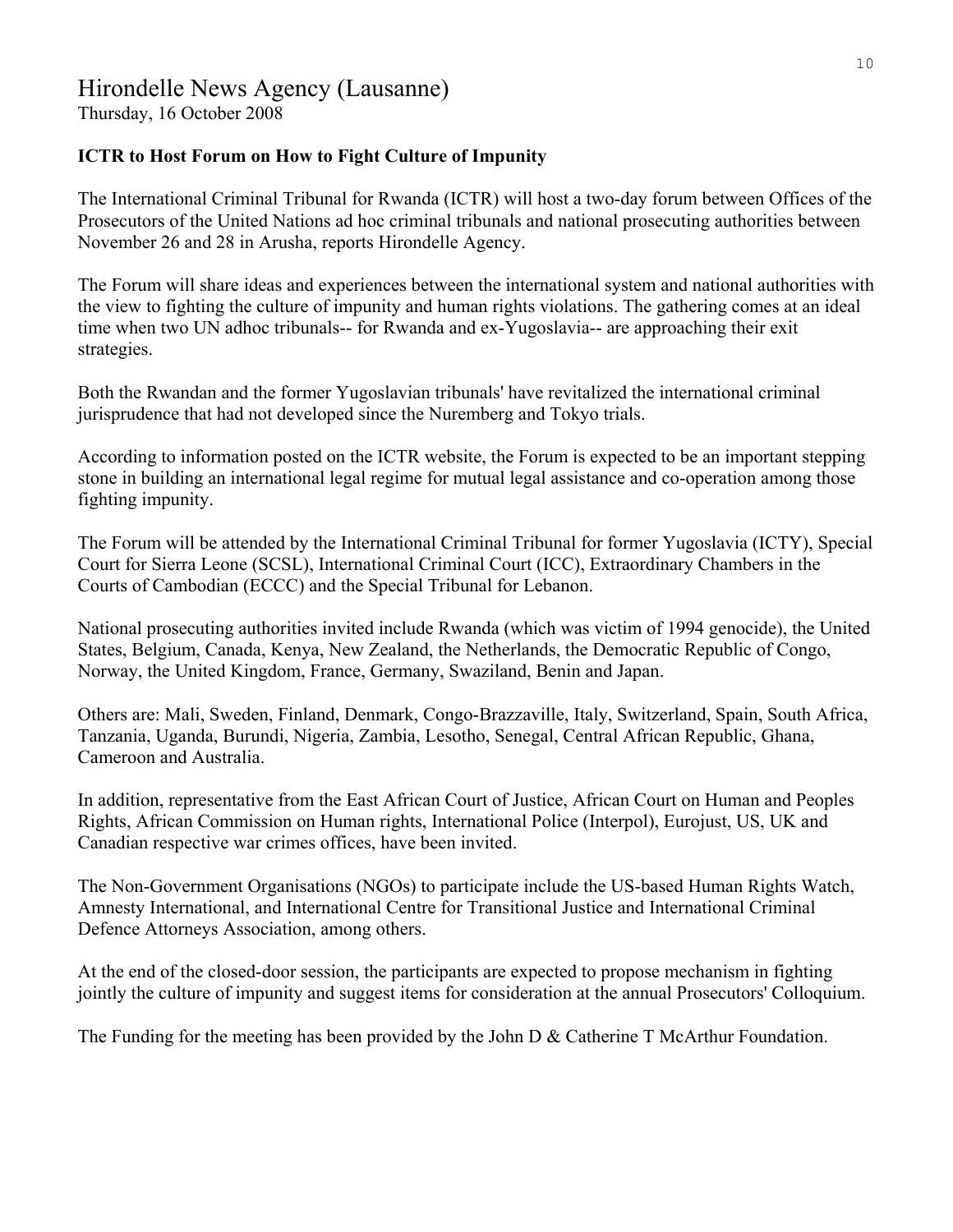# Hirondelle News Agency (Lausanne)

Thursday, 16 October 2008

**ICTR to Host Forum on How to Fight Culture of Impunity**

The International Criminal Tribunal for Rwanda (ICTR) will host a two-day forum between Offices of the Prosecutors of the United Nations ad hoc criminal tribunals and national prosecuting authorities between November 26 and 28 in Arusha, reports Hirondelle Agency.

The Forum will share ideas and experiences between the international system and national authorities with the view to fighting the culture of impunity and human rights violations. The gathering comes at an ideal time when two UN adhoc tribunals-- for Rwanda and ex-Yugoslavia-- are approaching their exit strategies.

Both the Rwandan and the former Yugoslavian tribunals' have revitalized the international criminal jurisprudence that had not developed since the Nuremberg and Tokyo trials.

According to information posted on the ICTR website, the Forum is expected to be an important stepping stone in building an international legal regime for mutual legal assistance and co-operation among those fighting impunity.

The Forum will be attended by the International Criminal Tribunal for former Yugoslavia (ICTY), Special Court for Sierra Leone (SCSL), International Criminal Court (ICC), Extraordinary Chambers in the Courts of Cambodian (ECCC) and the Special Tribunal for Lebanon.

National prosecuting authorities invited include Rwanda (which was victim of 1994 genocide), the United States, Belgium, Canada, Kenya, New Zealand, the Netherlands, the Democratic Republic of Congo, Norway, the United Kingdom, France, Germany, Swaziland, Benin and Japan.

Others are: Mali, Sweden, Finland, Denmark, Congo-Brazzaville, Italy, Switzerland, Spain, South Africa, Tanzania, Uganda, Burundi, Nigeria, Zambia, Lesotho, Senegal, Central African Republic, Ghana, Cameroon and Australia.

In addition, representative from the East African Court of Justice, African Court on Human and Peoples Rights, African Commission on Human rights, International Police (Interpol), Eurojust, US, UK and Canadian respective war crimes offices, have been invited.

The Non-Government Organisations (NGOs) to participate include the US-based Human Rights Watch, Amnesty International, and International Centre for Transitional Justice and International Criminal Defence Attorneys Association, among others.

At the end of the closed-door session, the participants are expected to propose mechanism in fighting jointly the culture of impunity and suggest items for consideration at the annual Prosecutors' Colloquium.

The Funding for the meeting has been provided by the John D & Catherine T McArthur Foundation.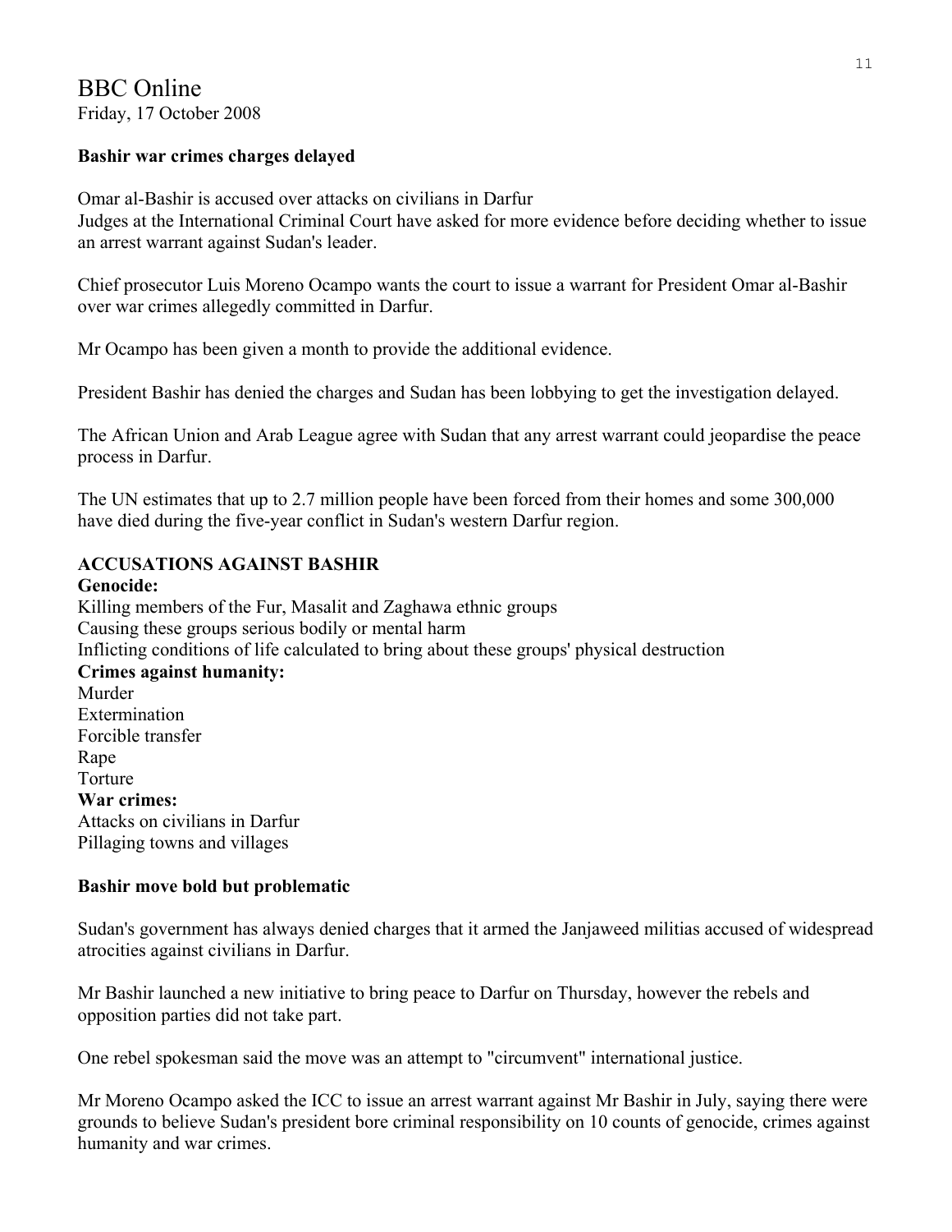# BBC Online

Friday, 17 October 2008

**Bashir war crimes charges delayed**

Omar al-Bashir is accused over attacks on civilians in Darfur

Judges at the International Criminal Court have asked for more evidence before deciding whether to issue an arrest warrant against Sudan's leader.

Chief prosecutor Luis Moreno Ocampo wants the court to issue a warrant for President Omar al-Bashir over war crimes allegedly committed in Darfur.

Mr Ocampo has been given a month to provide the additional evidence.

President Bashir has denied the charges and Sudan has been lobbying to get the investigation delayed.

The African Union and Arab League agree with Sudan that any arrest warrant could jeopardise the peace process in Darfur.

The UN estimates that up to 2.7 million people have been forced from their homes and some 300,000 have died during the five-year conflict in Sudan's western Darfur region.

**ACCUSATIONS AGAINST BASHIR**

**Genocide:**

Killing members of the Fur, Masalit and Zaghawa ethnic groups

Causing these groups serious bodily or mental harm

Inflicting conditions of life calculated to bring about these groups' physical destruction

**Crimes against humanity:**

Murder

Extermination

Forcible transfer

Rape

Torture

**War crimes:**

Attacks on civilians in Darfur

Pillaging towns and villages

**Bashir move bold but problematic**

Sudan's government has always denied charges that it armed the Janjaweed militias accused of widespread atrocities against civilians in Darfur.

Mr Bashir launched a new initiative to bring peace to Darfur on Thursday, however the rebels and opposition parties did not take part.

One rebel spokesman said the move was an attempt to "circumvent" international justice.

Mr Moreno Ocampo asked the ICC to issue an arrest warrant against Mr Bashir in July, saying there were grounds to believe Sudan's president bore criminal responsibility on 10 counts of genocide, crimes against humanity and war crimes.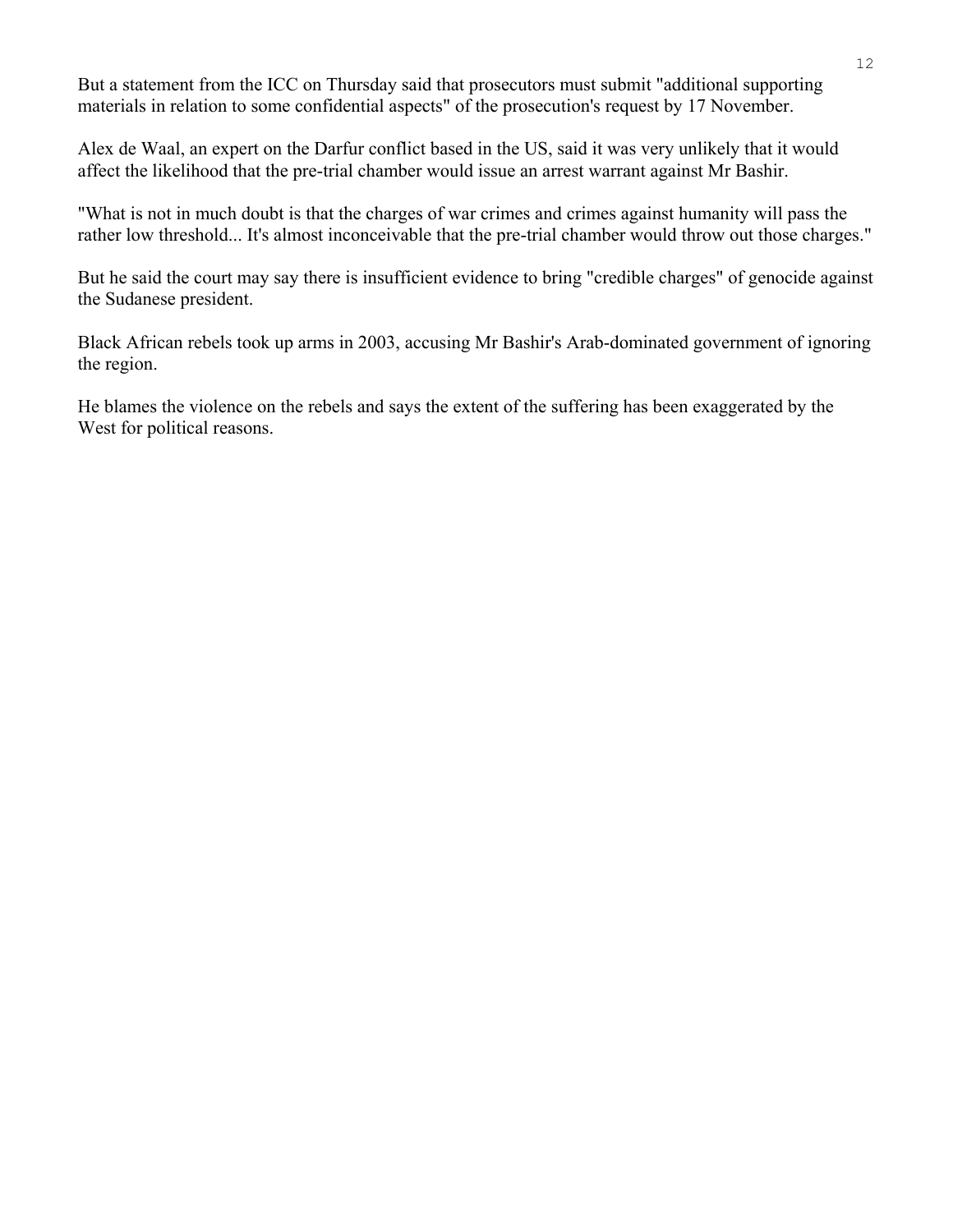But a statement from the ICC on Thursday said that prosecutors must submit "additional supporting materials in relation to some confidential aspects" of the prosecution's request by 17 November.

Alex de Waal, an expert on the Darfur conflict based in the US, said it was very unlikely that it would affect the likelihood that the pre-trial chamber would issue an arrest warrant against Mr Bashir.

"What is not in much doubt is that the charges of war crimes and crimes against humanity will pass the rather low threshold... It's almost inconceivable that the pre-trial chamber would throw out those charges."

But he said the court may say there is insufficient evidence to bring "credible charges" of genocide against the Sudanese president.

Black African rebels took up arms in 2003, accusing Mr Bashir's Arab-dominated government of ignoring the region.

He blames the violence on the rebels and says the extent of the suffering has been exaggerated by the West for political reasons.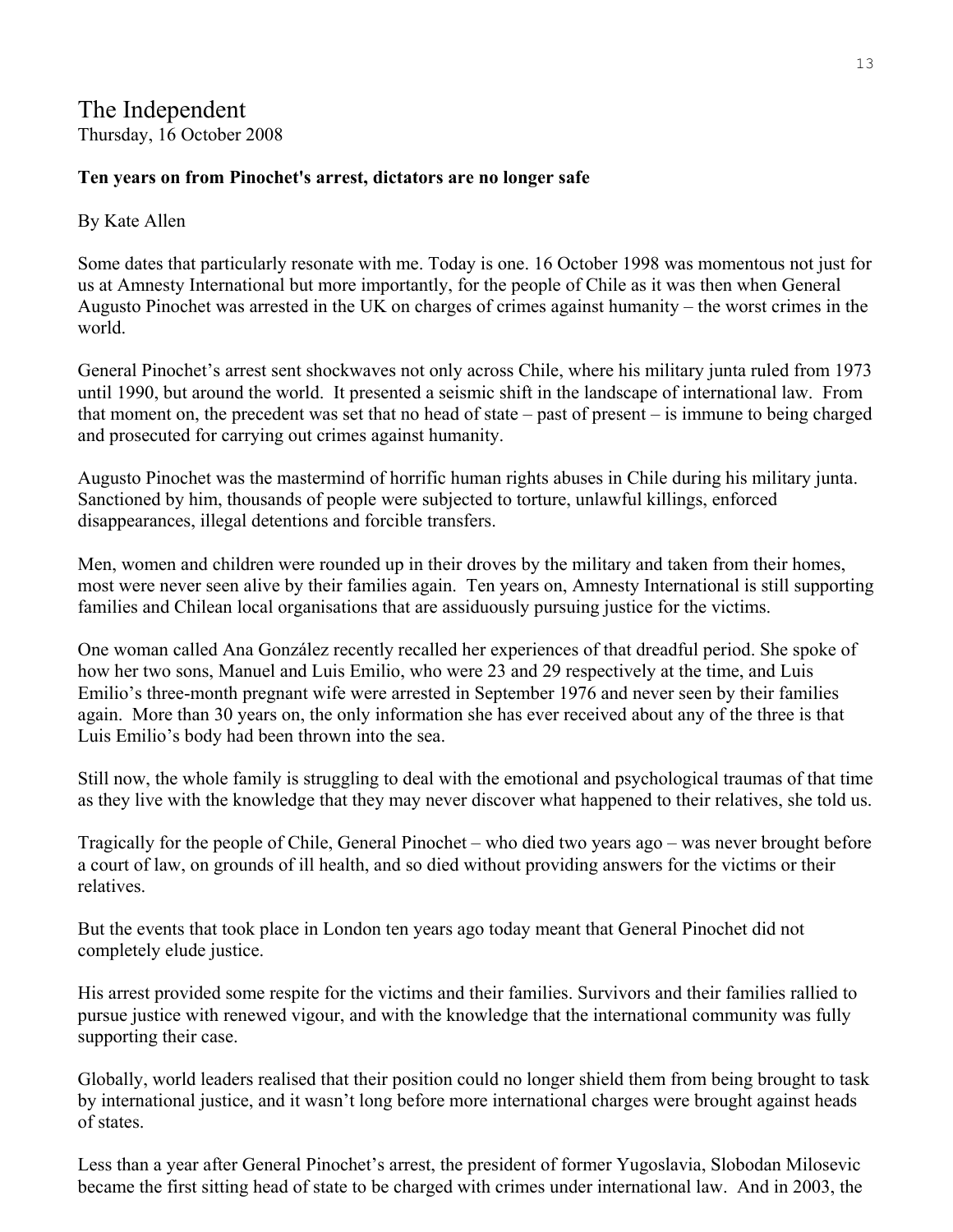# The Independent

Thursday, 16 October 2008

**Ten years on from Pinochet's arrest, dictators are no longer safe**

By Kate Allen

Some dates that particularly resonate with me. Today is one. 16 October 1998 was momentous not just for us at Amnesty International but more importantly, for the people of Chile as it was then when General Augusto Pinochet was arrested in the UK on charges of crimes against humanity – the worst crimes in the world.

General Pinochet's arrest sent shockwaves not only across Chile, where his military junta ruled from 1973 until 1990, but around the world. It presented a seismic shift in the landscape of international law. From that moment on, the precedent was set that no head of state – past of present – is immune to being charged and prosecuted for carrying out crimes against humanity.

Augusto Pinochet was the mastermind of horrific human rights abuses in Chile during his military junta. Sanctioned by him, thousands of people were subjected to torture, unlawful killings, enforced disappearances, illegal detentions and forcible transfers.

Men, women and children were rounded up in their droves by the military and taken from their homes, most were never seen alive by their families again. Ten years on, Amnesty International is still supporting families and Chilean local organisations that are assiduously pursuing justice for the victims.

One woman called Ana González recently recalled her experiences of that dreadful period. She spoke of how her two sons, Manuel and Luis Emilio, who were 23 and 29 respectively at the time, and Luis Emilio's three-month pregnant wife were arrested in September 1976 and never seen by their families again. More than 30 years on, the only information she has ever received about any of the three is that Luis Emilio's body had been thrown into the sea.

Still now, the whole family is struggling to deal with the emotional and psychological traumas of that time as they live with the knowledge that they may never discover what happened to their relatives, she told us.

Tragically for the people of Chile, General Pinochet – who died two years ago – was never brought before a court of law, on grounds of ill health, and so died without providing answers for the victims or their relatives.

But the events that took place in London ten years ago today meant that General Pinochet did not completely elude justice.

His arrest provided some respite for the victims and their families. Survivors and their families rallied to pursue justice with renewed vigour, and with the knowledge that the international community was fully supporting their case.

Globally, world leaders realised that their position could no longer shield them from being brought to task by international justice, and it wasn't long before more international charges were brought against heads of states.

Less than a year after General Pinochet's arrest, the president of former Yugoslavia, Slobodan Milosevic became the first sitting head of state to be charged with crimes under international law. And in 2003, the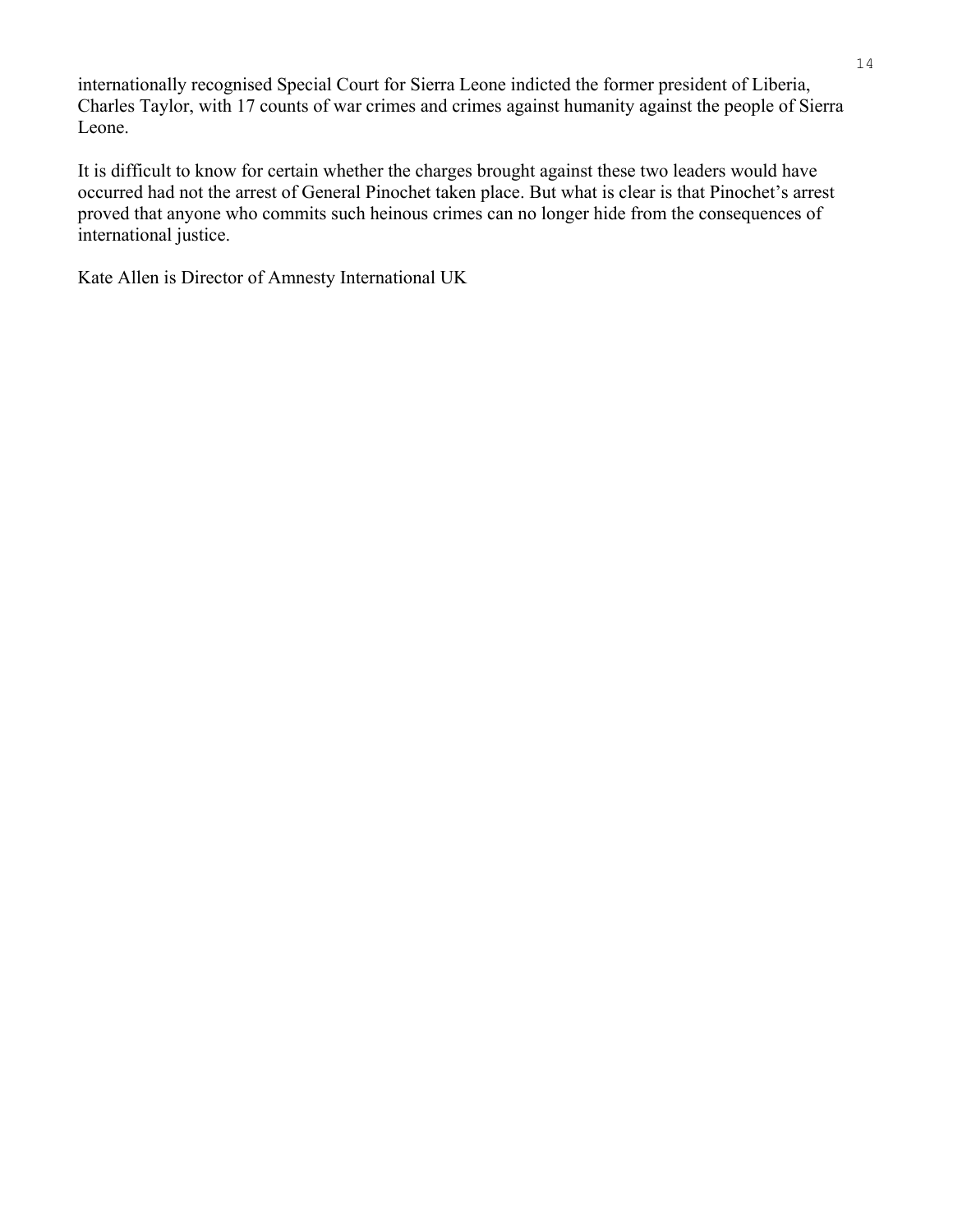internationally recognised Special Court for Sierra Leone indicted the former president of Liberia, Charles Taylor, with 17 counts of war crimes and crimes against humanity against the people of Sierra Leone.

It is difficult to know for certain whether the charges brought against these two leaders would have occurred had not the arrest of General Pinochet taken place. But what is clear is that Pinochet's arrest proved that anyone who commits such heinous crimes can no longer hide from the consequences of international justice.

Kate Allen is Director of Amnesty International UK